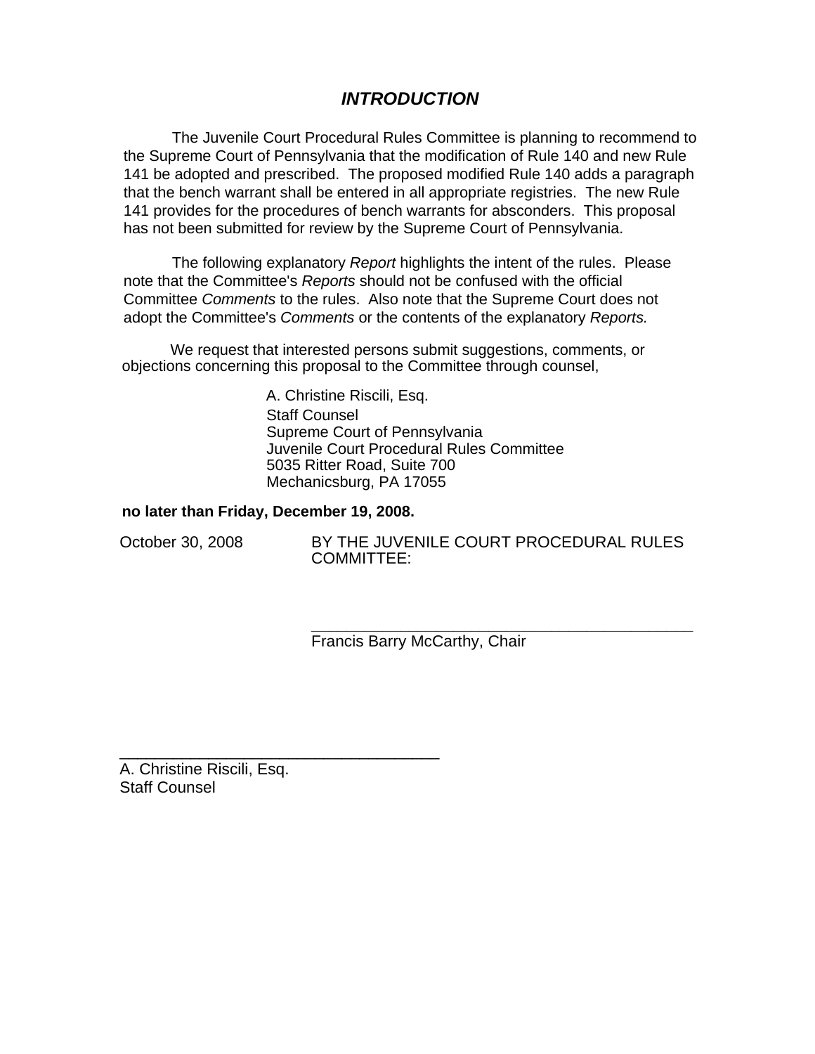# ***INTRODUCTION***

The Juvenile Court Procedural Rules Committee is planning to recommend to the Supreme Court of Pennsylvania that the modification of Rule 140 and new Rule 141 be adopted and prescribed. The proposed modified Rule 140 adds a paragraph that the bench warrant shall be entered in all appropriate registries. The new Rule 141 provides for the procedures of bench warrants for absconders. This proposal has not been submitted for review by the Supreme Court of Pennsylvania.

The following explanatory *Report* highlights the intent of the rules. Please note that the Committee's *Reports* should not be confused with the official Committee *Comments* to the rules. Also note that the Supreme Court does not adopt the Committee's *Comments* or the contents of the explanatory *Reports.*

We request that interested persons submit suggestions, comments, or objections concerning this proposal to the Committee through counsel,

A. Christine Riscili, Esq.
Staff Counsel
Supreme Court of Pennsylvania
Juvenile Court Procedural Rules Committee
5035 Ritter Road, Suite 700
Mechanicsburg, PA 17055

**no later than Friday, December 19, 2008.**

October 30, 2008

BY THE JUVENILE COURT PROCEDURAL RULES COMMITTEE:

______________________________________________
Francis Barry McCarthy, Chair

______________________________________
A. Christine Riscili, Esq.
Staff Counsel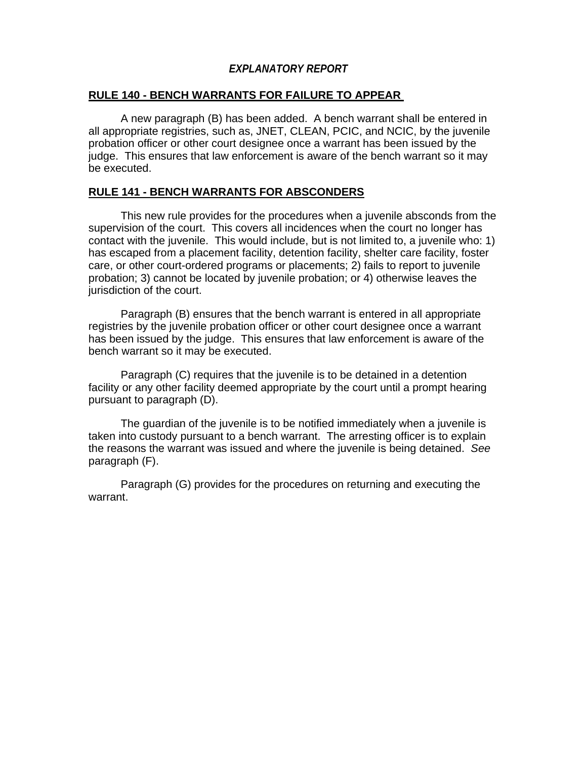# *EXPLANATORY REPORT*

## RULE 140 - BENCH WARRANTS FOR FAILURE TO APPEAR

A new paragraph (B) has been added. A bench warrant shall be entered in all appropriate registries, such as, JNET, CLEAN, PCIC, and NCIC, by the juvenile probation officer or other court designee once a warrant has been issued by the judge. This ensures that law enforcement is aware of the bench warrant so it may be executed.

## RULE 141 - BENCH WARRANTS FOR ABSCONDERS

This new rule provides for the procedures when a juvenile absconds from the supervision of the court. This covers all incidences when the court no longer has contact with the juvenile. This would include, but is not limited to, a juvenile who: 1) has escaped from a placement facility, detention facility, shelter care facility, foster care, or other court-ordered programs or placements; 2) fails to report to juvenile probation; 3) cannot be located by juvenile probation; or 4) otherwise leaves the jurisdiction of the court.

Paragraph (B) ensures that the bench warrant is entered in all appropriate registries by the juvenile probation officer or other court designee once a warrant has been issued by the judge. This ensures that law enforcement is aware of the bench warrant so it may be executed.

Paragraph (C) requires that the juvenile is to be detained in a detention facility or any other facility deemed appropriate by the court until a prompt hearing pursuant to paragraph (D).

The guardian of the juvenile is to be notified immediately when a juvenile is taken into custody pursuant to a bench warrant. The arresting officer is to explain the reasons the warrant was issued and where the juvenile is being detained. *See* paragraph (F).

Paragraph (G) provides for the procedures on returning and executing the warrant.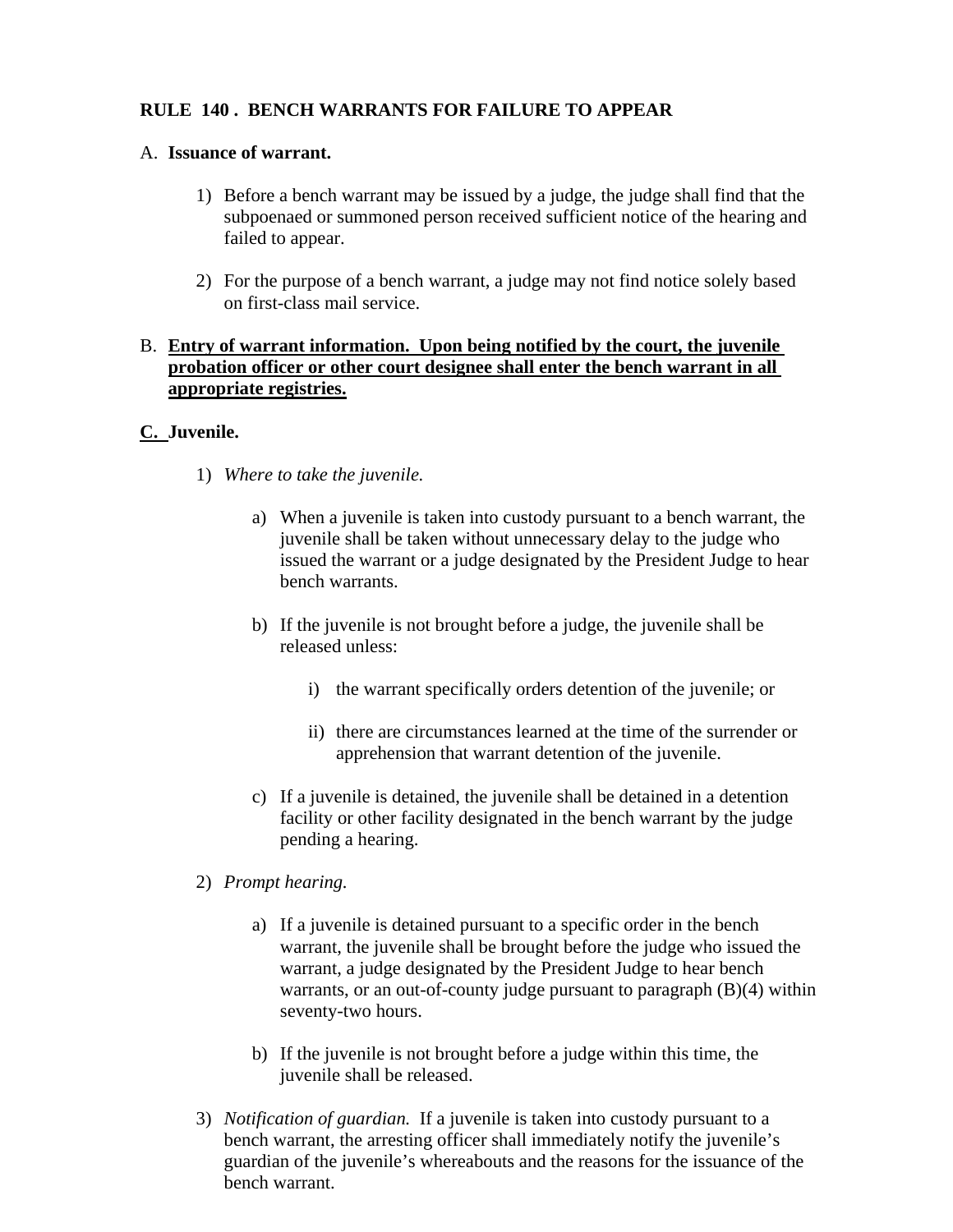**RULE 140 . BENCH WARRANTS FOR FAILURE TO APPEAR**

A. **Issuance of warrant.**

1) Before a bench warrant may be issued by a judge, the judge shall find that the subpoenaed or summoned person received sufficient notice of the hearing and failed to appear.

2) For the purpose of a bench warrant, a judge may not find notice solely based on first-class mail service.

B. <u>**Entry of warrant information. Upon being notified by the court, the juvenile probation officer or other court designee shall enter the bench warrant in all appropriate registries.**</u>

<u>**C.**</u> **Juvenile.**

1) *Where to take the juvenile.*

   a) When a juvenile is taken into custody pursuant to a bench warrant, the juvenile shall be taken without unnecessary delay to the judge who issued the warrant or a judge designated by the President Judge to hear bench warrants.

   b) If the juvenile is not brought before a judge, the juvenile shall be released unless:

      i) the warrant specifically orders detention of the juvenile; or

      ii) there are circumstances learned at the time of the surrender or apprehension that warrant detention of the juvenile.

   c) If a juvenile is detained, the juvenile shall be detained in a detention facility or other facility designated in the bench warrant by the judge pending a hearing.

2) *Prompt hearing.*

   a) If a juvenile is detained pursuant to a specific order in the bench warrant, the juvenile shall be brought before the judge who issued the warrant, a judge designated by the President Judge to hear bench warrants, or an out-of-county judge pursuant to paragraph (B)(4) within seventy-two hours.

   b) If the juvenile is not brought before a judge within this time, the juvenile shall be released.

3) *Notification of guardian.* If a juvenile is taken into custody pursuant to a bench warrant, the arresting officer shall immediately notify the juvenile's guardian of the juvenile's whereabouts and the reasons for the issuance of the bench warrant.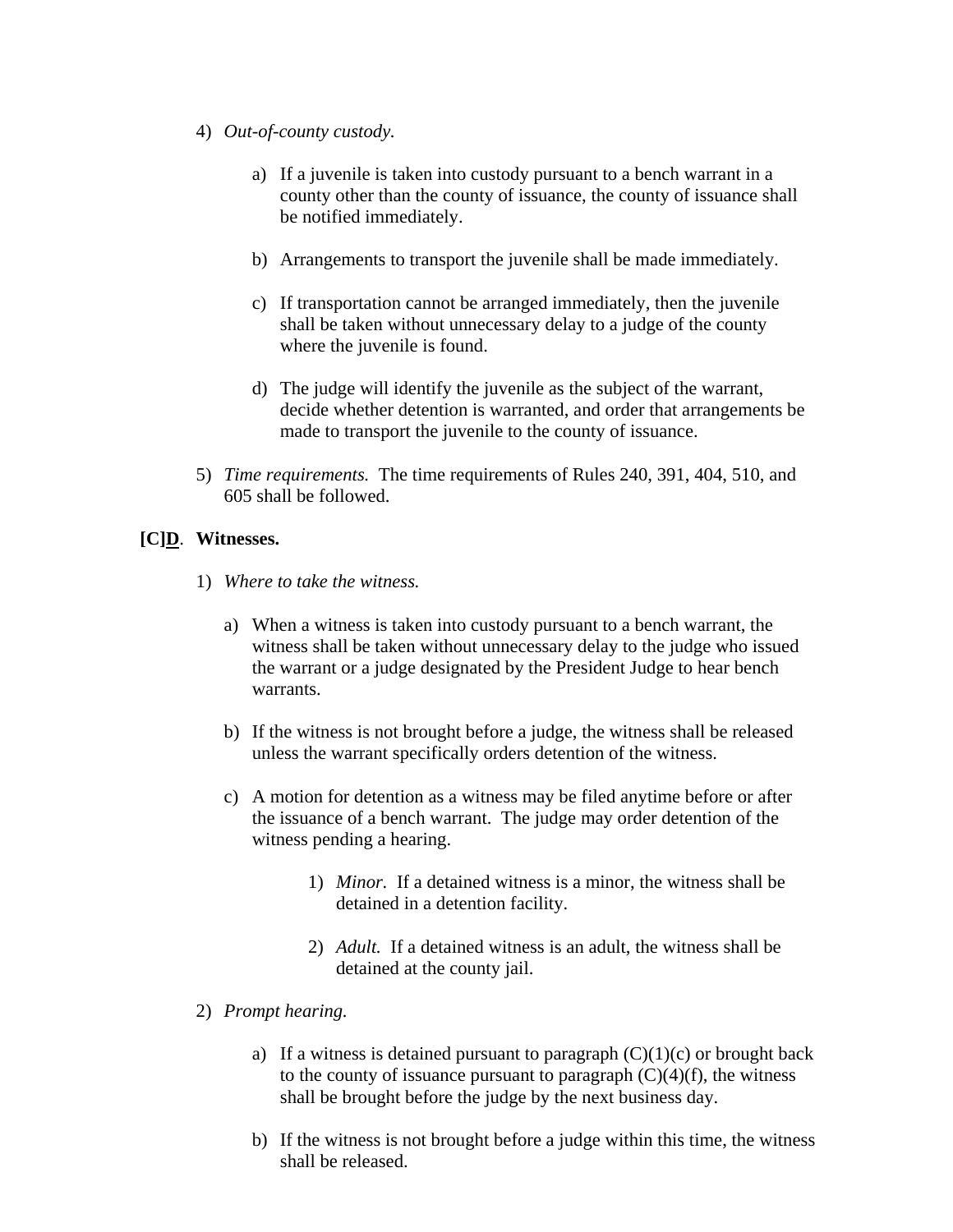4) *Out-of-county custody.*

   a) If a juvenile is taken into custody pursuant to a bench warrant in a county other than the county of issuance, the county of issuance shall be notified immediately.

   b) Arrangements to transport the juvenile shall be made immediately.

   c) If transportation cannot be arranged immediately, then the juvenile shall be taken without unnecessary delay to a judge of the county where the juvenile is found.

   d) The judge will identify the juvenile as the subject of the warrant, decide whether detention is warranted, and order that arrangements be made to transport the juvenile to the county of issuance.

5) *Time requirements.* The time requirements of Rules 240, 391, 404, 510, and 605 shall be followed.

**[C]<u>D</u>. Witnesses.**

1) *Where to take the witness.*

   a) When a witness is taken into custody pursuant to a bench warrant, the witness shall be taken without unnecessary delay to the judge who issued the warrant or a judge designated by the President Judge to hear bench warrants.

   b) If the witness is not brought before a judge, the witness shall be released unless the warrant specifically orders detention of the witness.

   c) A motion for detention as a witness may be filed anytime before or after the issuance of a bench warrant. The judge may order detention of the witness pending a hearing.

      1) *Minor.* If a detained witness is a minor, the witness shall be detained in a detention facility.

      2) *Adult.* If a detained witness is an adult, the witness shall be detained at the county jail.

2) *Prompt hearing.*

   a) If a witness is detained pursuant to paragraph (C)(1)(c) or brought back to the county of issuance pursuant to paragraph (C)(4)(f), the witness shall be brought before the judge by the next business day.

   b) If the witness is not brought before a judge within this time, the witness shall be released.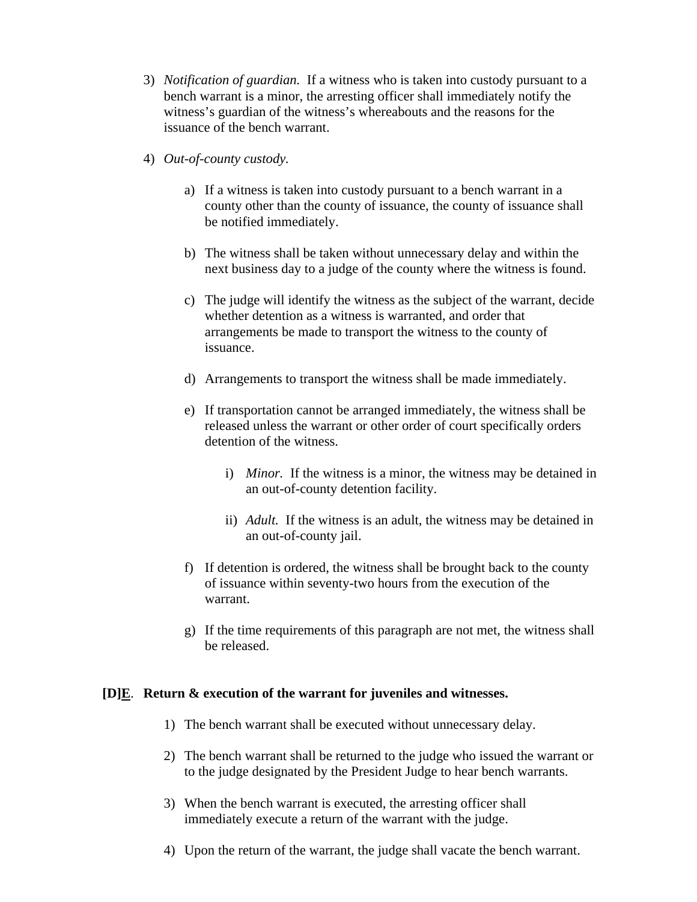3) *Notification of guardian.* If a witness who is taken into custody pursuant to a bench warrant is a minor, the arresting officer shall immediately notify the witness's guardian of the witness's whereabouts and the reasons for the issuance of the bench warrant.

4) *Out-of-county custody.*

   a) If a witness is taken into custody pursuant to a bench warrant in a county other than the county of issuance, the county of issuance shall be notified immediately.

   b) The witness shall be taken without unnecessary delay and within the next business day to a judge of the county where the witness is found.

   c) The judge will identify the witness as the subject of the warrant, decide whether detention as a witness is warranted, and order that arrangements be made to transport the witness to the county of issuance.

   d) Arrangements to transport the witness shall be made immediately.

   e) If transportation cannot be arranged immediately, the witness shall be released unless the warrant or other order of court specifically orders detention of the witness.

      i) *Minor.* If the witness is a minor, the witness may be detained in an out-of-county detention facility.

      ii) *Adult.* If the witness is an adult, the witness may be detained in an out-of-county jail.

   f) If detention is ordered, the witness shall be brought back to the county of issuance within seventy-two hours from the execution of the warrant.

   g) If the time requirements of this paragraph are not met, the witness shall be released.

**[D]<u>E</u>. Return & execution of the warrant for juveniles and witnesses.**

1) The bench warrant shall be executed without unnecessary delay.

2) The bench warrant shall be returned to the judge who issued the warrant or to the judge designated by the President Judge to hear bench warrants.

3) When the bench warrant is executed, the arresting officer shall immediately execute a return of the warrant with the judge.

4) Upon the return of the warrant, the judge shall vacate the bench warrant.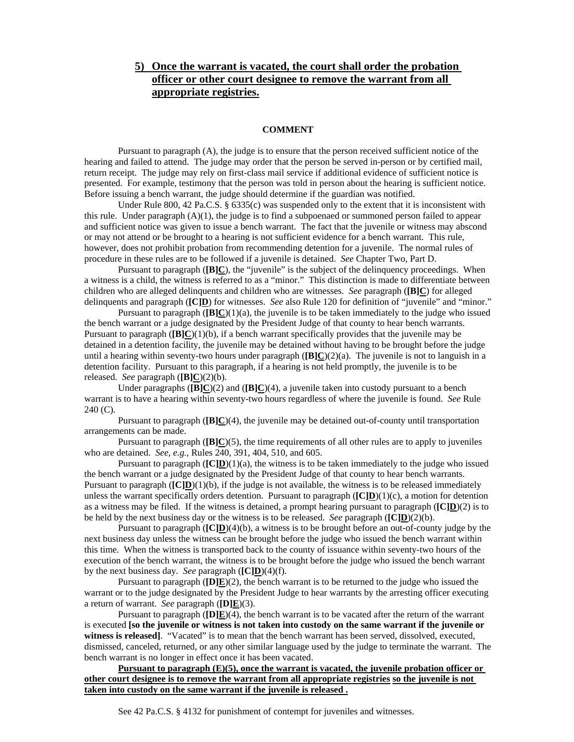5) **<u>Once the warrant is vacated, the court shall order the probation officer or other court designee to remove the warrant from all appropriate registries.</u>**

**COMMENT**

Pursuant to paragraph (A), the judge is to ensure that the person received sufficient notice of the hearing and failed to attend. The judge may order that the person be served in-person or by certified mail, return receipt. The judge may rely on first-class mail service if additional evidence of sufficient notice is presented. For example, testimony that the person was told in person about the hearing is sufficient notice. Before issuing a bench warrant, the judge should determine if the guardian was notified.

Under Rule 800, 42 Pa.C.S. § 6335(c) was suspended only to the extent that it is inconsistent with this rule. Under paragraph (A)(1), the judge is to find a subpoenaed or summoned person failed to appear and sufficient notice was given to issue a bench warrant. The fact that the juvenile or witness may abscond or may not attend or be brought to a hearing is not sufficient evidence for a bench warrant. This rule, however, does not prohibit probation from recommending detention for a juvenile. The normal rules of procedure in these rules are to be followed if a juvenile is detained. *See* Chapter Two, Part D.

Pursuant to paragraph (**[B]**<u>**C**</u>), the "juvenile" is the subject of the delinquency proceedings. When a witness is a child, the witness is referred to as a "minor." This distinction is made to differentiate between children who are alleged delinquents and children who are witnesses. *See* paragraph (**[B]**<u>**C**</u>) for alleged delinquents and paragraph (**[C]**<u>**D**</u>) for witnesses. *See* also Rule 120 for definition of "juvenile" and "minor."

Pursuant to paragraph (**[B]**<u>**C**</u>)(1)(a), the juvenile is to be taken immediately to the judge who issued the bench warrant or a judge designated by the President Judge of that county to hear bench warrants. Pursuant to paragraph (**[B]**<u>**C**</u>)(1)(b), if a bench warrant specifically provides that the juvenile may be detained in a detention facility, the juvenile may be detained without having to be brought before the judge until a hearing within seventy-two hours under paragraph (**[B]**<u>**C**</u>)(2)(a). The juvenile is not to languish in a detention facility. Pursuant to this paragraph, if a hearing is not held promptly, the juvenile is to be released. *See* paragraph (**[B]**<u>**C**</u>)(2)(b).

Under paragraphs (**[B]**<u>**C**</u>)(2) and (**[B]**<u>**C**</u>)(4), a juvenile taken into custody pursuant to a bench warrant is to have a hearing within seventy-two hours regardless of where the juvenile is found. *See* Rule 240 (C).

Pursuant to paragraph (**[B]**<u>**C**</u>)(4), the juvenile may be detained out-of-county until transportation arrangements can be made.

Pursuant to paragraph (**[B]**<u>**C**</u>)(5), the time requirements of all other rules are to apply to juveniles who are detained. *See, e.g.*, Rules 240, 391, 404, 510, and 605.

Pursuant to paragraph (**[C]**<u>**D**</u>)(1)(a), the witness is to be taken immediately to the judge who issued the bench warrant or a judge designated by the President Judge of that county to hear bench warrants. Pursuant to paragraph (**[C]**<u>**D**</u>)(1)(b), if the judge is not available, the witness is to be released immediately unless the warrant specifically orders detention. Pursuant to paragraph (**[C]**<u>**D**</u>)(1)(c), a motion for detention as a witness may be filed. If the witness is detained, a prompt hearing pursuant to paragraph (**[C]**<u>**D**</u>)(2) is to be held by the next business day or the witness is to be released. *See* paragraph (**[C]**<u>**D**</u>)(2)(b).

Pursuant to paragraph (**[C]**<u>**D**</u>)(4)(b), a witness is to be brought before an out-of-county judge by the next business day unless the witness can be brought before the judge who issued the bench warrant within this time. When the witness is transported back to the county of issuance within seventy-two hours of the execution of the bench warrant, the witness is to be brought before the judge who issued the bench warrant by the next business day. *See* paragraph (**[C]**<u>**D**</u>)(4)(f).

Pursuant to paragraph (**[D]**<u>**E**</u>)(2), the bench warrant is to be returned to the judge who issued the warrant or to the judge designated by the President Judge to hear warrants by the arresting officer executing a return of warrant. *See* paragraph (**[D]**<u>**E**</u>)(3).

Pursuant to paragraph (**[D]**<u>**E**</u>)(4), the bench warrant is to be vacated after the return of the warrant is executed **[so the juvenile or witness is not taken into custody on the same warrant if the juvenile or witness is released]**. "Vacated" is to mean that the bench warrant has been served, dissolved, executed, dismissed, canceled, returned, or any other similar language used by the judge to terminate the warrant. The bench warrant is no longer in effect once it has been vacated.

**<u>Pursuant to paragraph (E)(5), once the warrant is vacated, the juvenile probation officer or other court designee is to remove the warrant from all appropriate registries so the juvenile is not taken into custody on the same warrant if the juvenile is released .</u>**

See 42 Pa.C.S. § 4132 for punishment of contempt for juveniles and witnesses.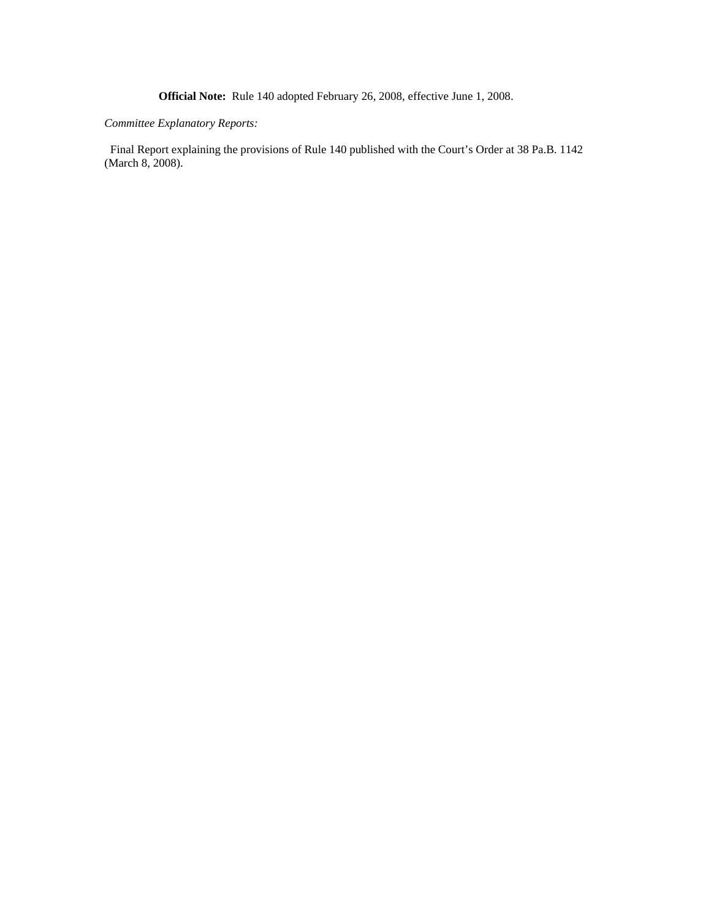**Official Note:** Rule 140 adopted February 26, 2008, effective June 1, 2008.

*Committee Explanatory Reports:*

Final Report explaining the provisions of Rule 140 published with the Court's Order at 38 Pa.B. 1142 (March 8, 2008).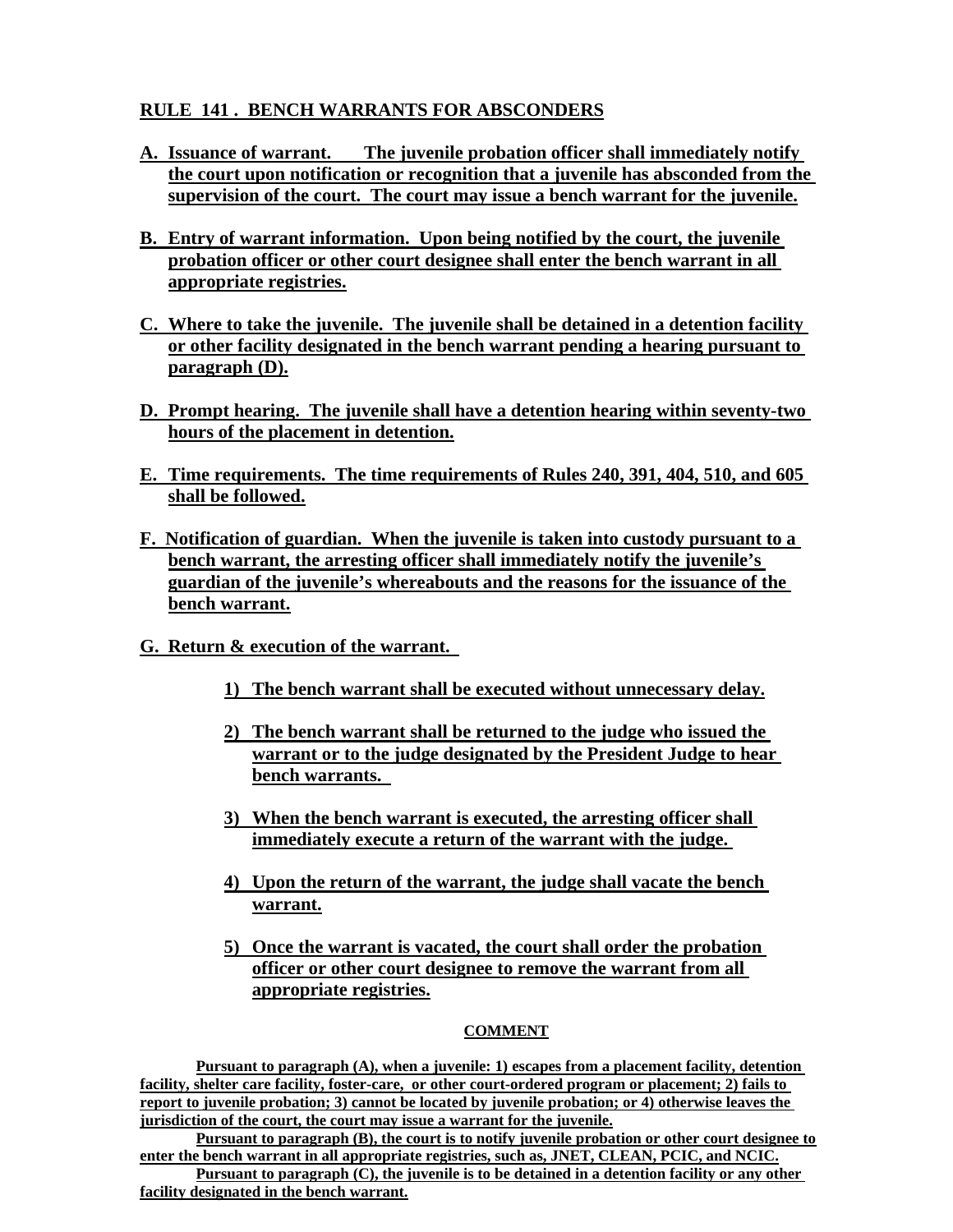## RULE 141 . BENCH WARRANTS FOR ABSCONDERS

**A. Issuance of warrant.** The juvenile probation officer shall immediately notify the court upon notification or recognition that a juvenile has absconded from the supervision of the court. The court may issue a bench warrant for the juvenile.

**B. Entry of warrant information.** Upon being notified by the court, the juvenile probation officer or other court designee shall enter the bench warrant in all appropriate registries.

**C. Where to take the juvenile.** The juvenile shall be detained in a detention facility or other facility designated in the bench warrant pending a hearing pursuant to paragraph (D).

**D. Prompt hearing.** The juvenile shall have a detention hearing within seventy-two hours of the placement in detention.

**E. Time requirements.** The time requirements of Rules 240, 391, 404, 510, and 605 shall be followed.

**F. Notification of guardian.** When the juvenile is taken into custody pursuant to a bench warrant, the arresting officer shall immediately notify the juvenile's guardian of the juvenile's whereabouts and the reasons for the issuance of the bench warrant.

**G. Return & execution of the warrant.**

1) The bench warrant shall be executed without unnecessary delay.

2) The bench warrant shall be returned to the judge who issued the warrant or to the judge designated by the President Judge to hear bench warrants.

3) When the bench warrant is executed, the arresting officer shall immediately execute a return of the warrant with the judge.

4) Upon the return of the warrant, the judge shall vacate the bench warrant.

5) Once the warrant is vacated, the court shall order the probation officer or other court designee to remove the warrant from all appropriate registries.

### COMMENT

Pursuant to paragraph (A), when a juvenile: 1) escapes from a placement facility, detention facility, shelter care facility, foster-care, or other court-ordered program or placement; 2) fails to report to juvenile probation; 3) cannot be located by juvenile probation; or 4) otherwise leaves the jurisdiction of the court, the court may issue a warrant for the juvenile.

Pursuant to paragraph (B), the court is to notify juvenile probation or other court designee to enter the bench warrant in all appropriate registries, such as, JNET, CLEAN, PCIC, and NCIC.

Pursuant to paragraph (C), the juvenile is to be detained in a detention facility or any other facility designated in the bench warrant.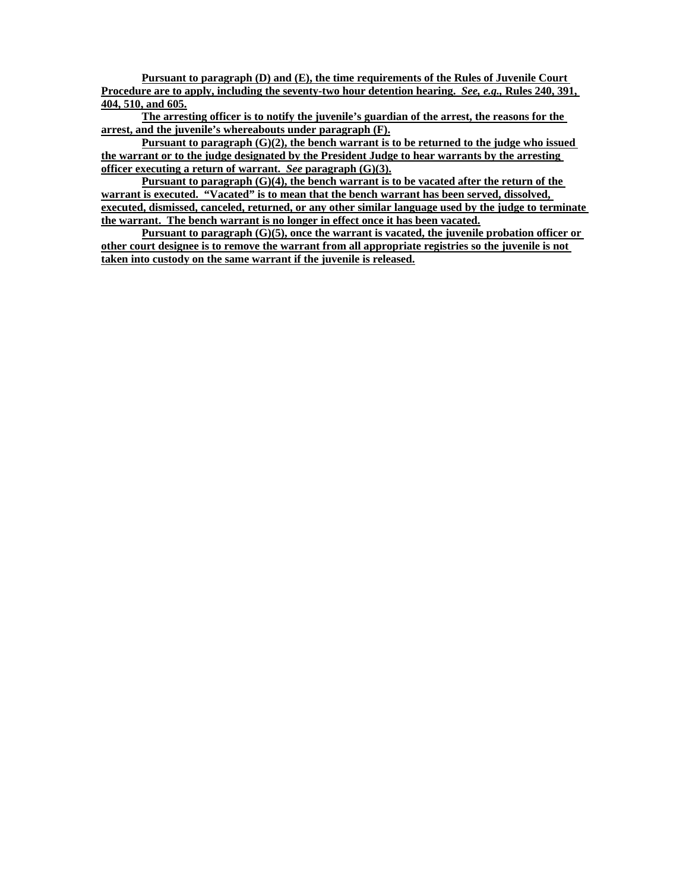**Pursuant to paragraph (D) and (E), the time requirements of the Rules of Juvenile Court Procedure are to apply, including the seventy-two hour detention hearing. *See, e.g.,* Rules 240, 391, 404, 510, and 605.**

**The arresting officer is to notify the juvenile's guardian of the arrest, the reasons for the arrest, and the juvenile's whereabouts under paragraph (F).**

**Pursuant to paragraph (G)(2), the bench warrant is to be returned to the judge who issued the warrant or to the judge designated by the President Judge to hear warrants by the arresting officer executing a return of warrant. *See* paragraph (G)(3).**

**Pursuant to paragraph (G)(4), the bench warrant is to be vacated after the return of the warrant is executed. "Vacated" is to mean that the bench warrant has been served, dissolved, executed, dismissed, canceled, returned, or any other similar language used by the judge to terminate the warrant. The bench warrant is no longer in effect once it has been vacated.**

**Pursuant to paragraph (G)(5), once the warrant is vacated, the juvenile probation officer or other court designee is to remove the warrant from all appropriate registries so the juvenile is not taken into custody on the same warrant if the juvenile is released.**